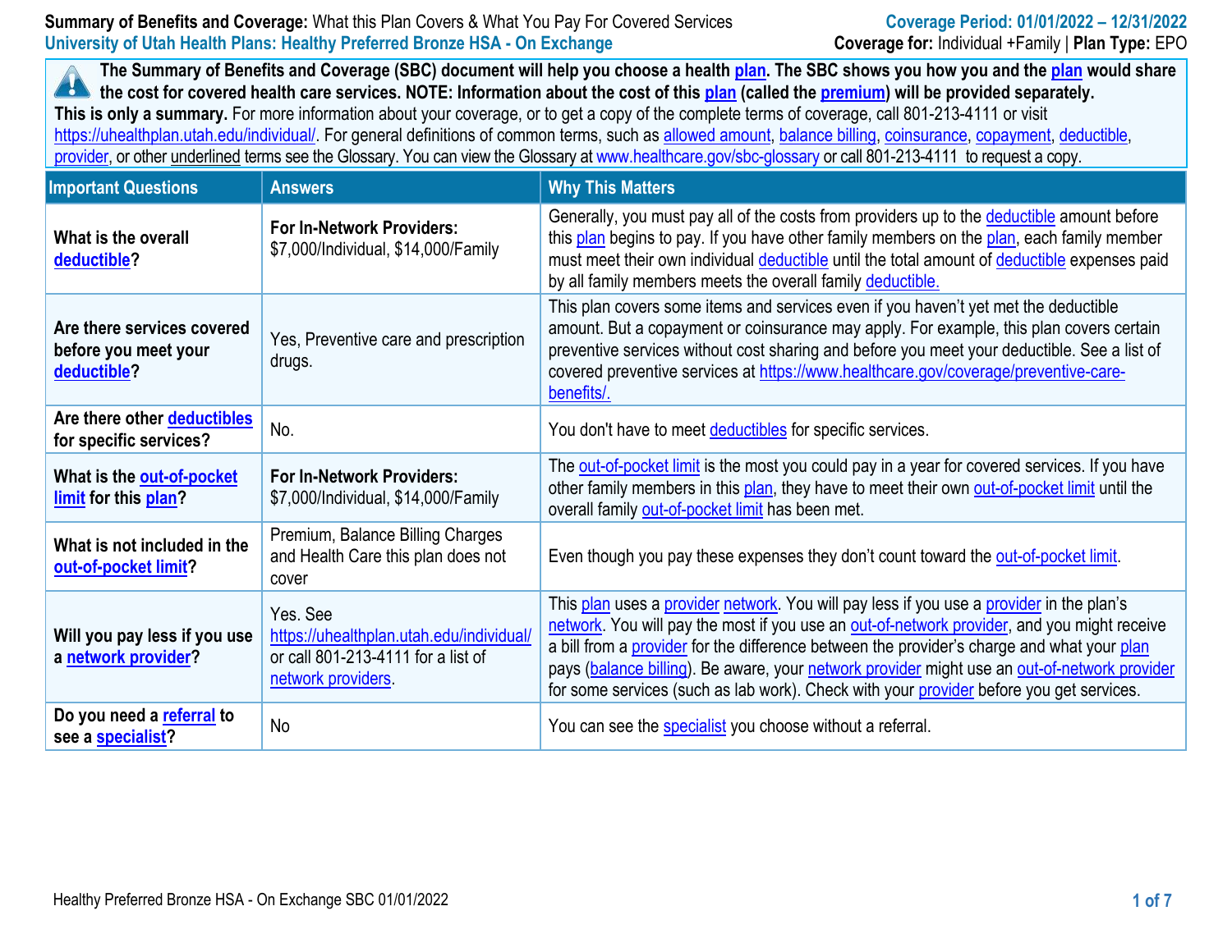**Summary of Benefits and Coverage:** What this Plan Covers & What You Pay For Covered Services
**University of Utah Health Plans: Healthy Preferred Bronze HSA - On Exchange**

**Coverage Period: 01/01/2022 – 12/31/2022**
**Coverage for:** Individual +Family | **Plan Type:** EPO

**The Summary of Benefits and Coverage (SBC) document will help you choose a health plan. The SBC shows you how you and the plan would share the cost for covered health care services. NOTE: Information about the cost of this plan (called the premium) will be provided separately.**
**This is only a summary.** For more information about your coverage, or to get a copy of the complete terms of coverage, call 801-213-4111 or visit https://uhealthplan.utah.edu/individual/. For general definitions of common terms, such as allowed amount, balance billing, coinsurance, copayment, deductible, provider, or other underlined terms see the Glossary. You can view the Glossary at www.healthcare.gov/sbc-glossary or call 801-213-4111 to request a copy.

| Important Questions | Answers | Why This Matters |
|---|---|---|
| **What is the overall deductible?** | **For In-Network Providers:** $7,000/Individual, $14,000/Family | Generally, you must pay all of the costs from providers up to the deductible amount before this plan begins to pay. If you have other family members on the plan, each family member must meet their own individual deductible until the total amount of deductible expenses paid by all family members meets the overall family deductible. |
| **Are there services covered before you meet your deductible?** | Yes, Preventive care and prescription drugs. | This plan covers some items and services even if you haven't yet met the deductible amount. But a copayment or coinsurance may apply. For example, this plan covers certain preventive services without cost sharing and before you meet your deductible. See a list of covered preventive services at https://www.healthcare.gov/coverage/preventive-care-benefits/. |
| **Are there other deductibles for specific services?** | No. | You don't have to meet deductibles for specific services. |
| **What is the out-of-pocket limit for this plan?** | **For In-Network Providers:** $7,000/Individual, $14,000/Family | The out-of-pocket limit is the most you could pay in a year for covered services. If you have other family members in this plan, they have to meet their own out-of-pocket limit until the overall family out-of-pocket limit has been met. |
| **What is not included in the out-of-pocket limit?** | Premium, Balance Billing Charges and Health Care this plan does not cover | Even though you pay these expenses they don't count toward the out-of-pocket limit. |
| **Will you pay less if you use a network provider?** | Yes. See https://uhealthplan.utah.edu/individual/ or call 801-213-4111 for a list of network providers. | This plan uses a provider network. You will pay less if you use a provider in the plan's network. You will pay the most if you use an out-of-network provider, and you might receive a bill from a provider for the difference between the provider's charge and what your plan pays (balance billing). Be aware, your network provider might use an out-of-network provider for some services (such as lab work). Check with your provider before you get services. |
| **Do you need a referral to see a specialist?** | No | You can see the specialist you choose without a referral. |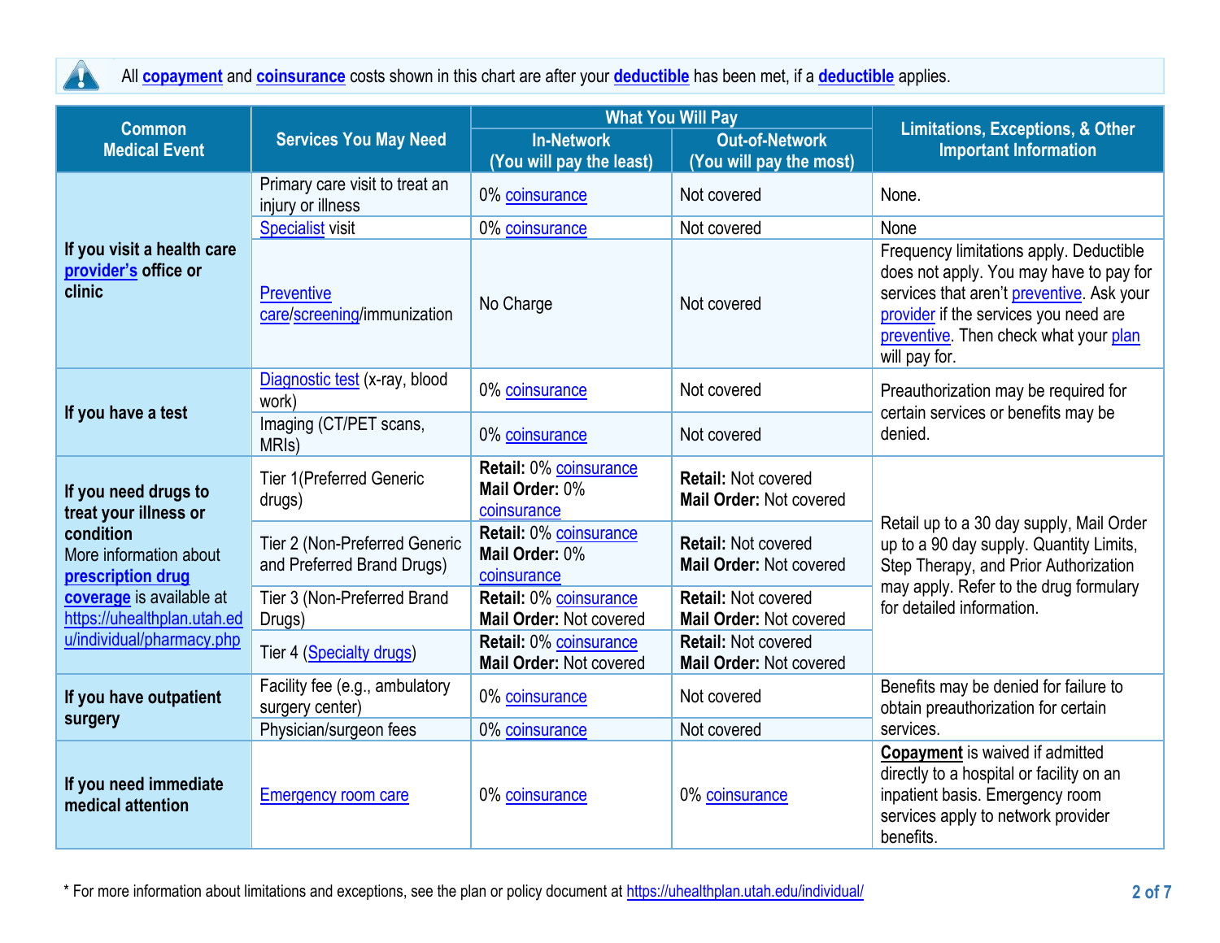All **copayment** and **coinsurance** costs shown in this chart are after your **deductible** has been met, if a **deductible** applies.

| Common Medical Event | Services You May Need | What You Will Pay | | Limitations, Exceptions, & Other Important Information |
|---|---|---|---|---|
| | | In-Network (You will pay the least) | Out-of-Network (You will pay the most) | |
| **If you visit a health care provider's office or clinic** | Primary care visit to treat an injury or illness | 0% coinsurance | Not covered | None. |
| | Specialist visit | 0% coinsurance | Not covered | None |
| | Preventive care/screening/immunization | No Charge | Not covered | Frequency limitations apply. Deductible does not apply. You may have to pay for services that aren't preventive. Ask your provider if the services you need are preventive. Then check what your plan will pay for. |
| **If you have a test** | Diagnostic test (x-ray, blood work) | 0% coinsurance | Not covered | Preauthorization may be required for certain services or benefits may be denied. |
| | Imaging (CT/PET scans, MRIs) | 0% coinsurance | Not covered | |
| **If you need drugs to treat your illness or condition** More information about **prescription drug coverage** is available at https://uhealthplan.utah.edu/individual/pharmacy.php | Tier 1(Preferred Generic drugs) | **Retail:** 0% coinsurance **Mail Order:** 0% coinsurance | **Retail:** Not covered **Mail Order:** Not covered | Retail up to a 30 day supply, Mail Order up to a 90 day supply. Quantity Limits, Step Therapy, and Prior Authorization may apply. Refer to the drug formulary for detailed information. |
| | Tier 2 (Non-Preferred Generic and Preferred Brand Drugs) | **Retail:** 0% coinsurance **Mail Order:** 0% coinsurance | **Retail:** Not covered **Mail Order:** Not covered | |
| | Tier 3 (Non-Preferred Brand Drugs) | **Retail:** 0% coinsurance **Mail Order:** Not covered | **Retail:** Not covered **Mail Order:** Not covered | |
| | Tier 4 (Specialty drugs) | **Retail:** 0% coinsurance **Mail Order:** Not covered | **Retail:** Not covered **Mail Order:** Not covered | |
| **If you have outpatient surgery** | Facility fee (e.g., ambulatory surgery center) | 0% coinsurance | Not covered | Benefits may be denied for failure to obtain preauthorization for certain services. |
| | Physician/surgeon fees | 0% coinsurance | Not covered | |
| **If you need immediate medical attention** | Emergency room care | 0% coinsurance | 0% coinsurance | **Copayment** is waived if admitted directly to a hospital or facility on an inpatient basis. Emergency room services apply to network provider benefits. |

* For more information about limitations and exceptions, see the plan or policy document at https://uhealthplan.utah.edu/individual/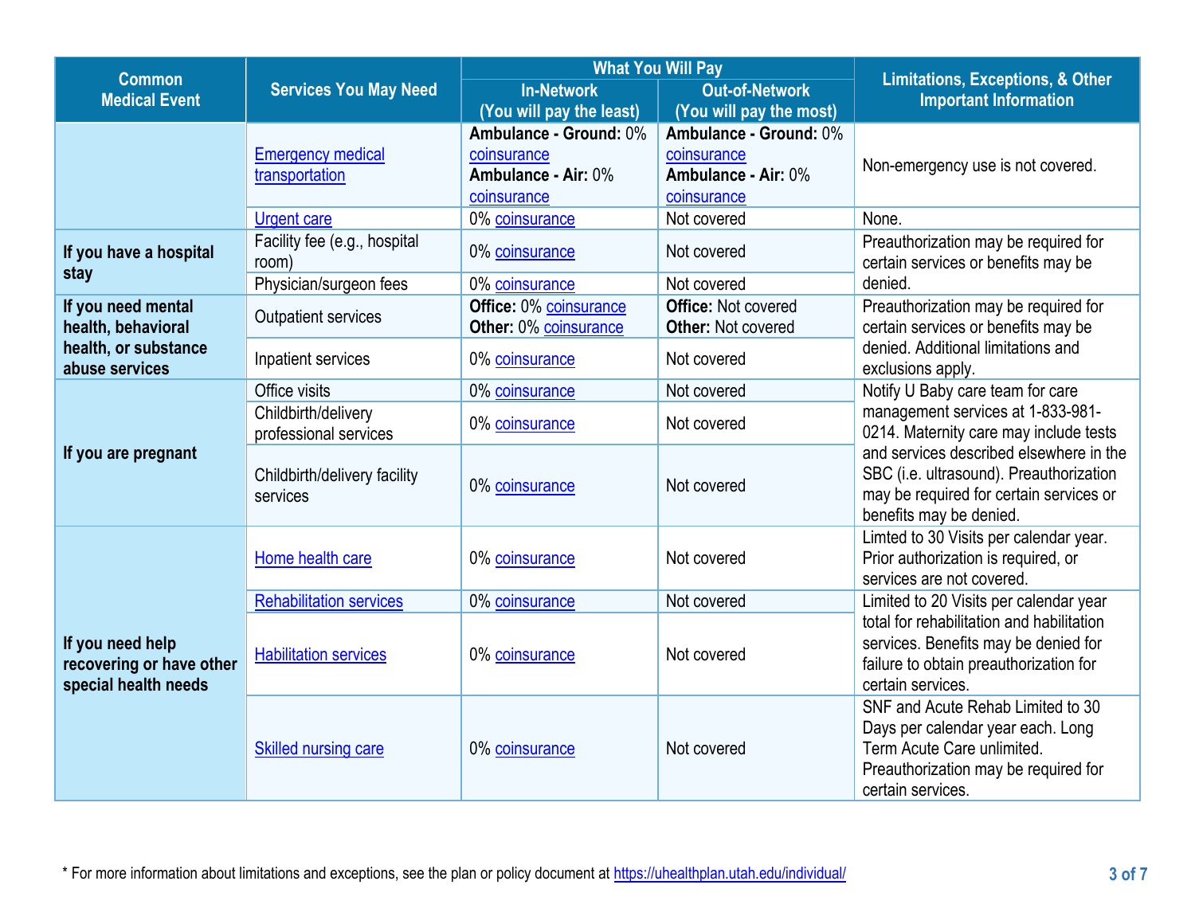| Common Medical Event | Services You May Need | What You Will Pay | | Limitations, Exceptions, & Other Important Information |
|---|---|---|---|---|
| | | In-Network (You will pay the least) | Out-of-Network (You will pay the most) | |
| | Emergency medical transportation | **Ambulance - Ground:** 0% coinsurance **Ambulance - Air:** 0% coinsurance | **Ambulance - Ground:** 0% coinsurance **Ambulance - Air:** 0% coinsurance | Non-emergency use is not covered. |
| | Urgent care | 0% coinsurance | Not covered | None. |
| **If you have a hospital stay** | Facility fee (e.g., hospital room) | 0% coinsurance | Not covered | Preauthorization may be required for certain services or benefits may be denied. |
| | Physician/surgeon fees | 0% coinsurance | Not covered | |
| **If you need mental health, behavioral health, or substance abuse services** | Outpatient services | **Office:** 0% coinsurance **Other:** 0% coinsurance | **Office:** Not covered **Other:** Not covered | Preauthorization may be required for certain services or benefits may be denied. Additional limitations and exclusions apply. |
| | Inpatient services | 0% coinsurance | Not covered | |
| **If you are pregnant** | Office visits | 0% coinsurance | Not covered | Notify U Baby care team for care management services at 1-833-981-0214. Maternity care may include tests and services described elsewhere in the SBC (i.e. ultrasound). Preauthorization may be required for certain services or benefits may be denied. |
| | Childbirth/delivery professional services | 0% coinsurance | Not covered | |
| | Childbirth/delivery facility services | 0% coinsurance | Not covered | |
| **If you need help recovering or have other special health needs** | Home health care | 0% coinsurance | Not covered | Limted to 30 Visits per calendar year. Prior authorization is required, or services are not covered. |
| | Rehabilitation services | 0% coinsurance | Not covered | Limited to 20 Visits per calendar year total for rehabilitation and habilitation services. Benefits may be denied for failure to obtain preauthorization for certain services. |
| | Habilitation services | 0% coinsurance | Not covered | |
| | Skilled nursing care | 0% coinsurance | Not covered | SNF and Acute Rehab Limited to 30 Days per calendar year each. Long Term Acute Care unlimited. Preauthorization may be required for certain services. |

* For more information about limitations and exceptions, see the plan or policy document at https://uhealthplan.utah.edu/individual/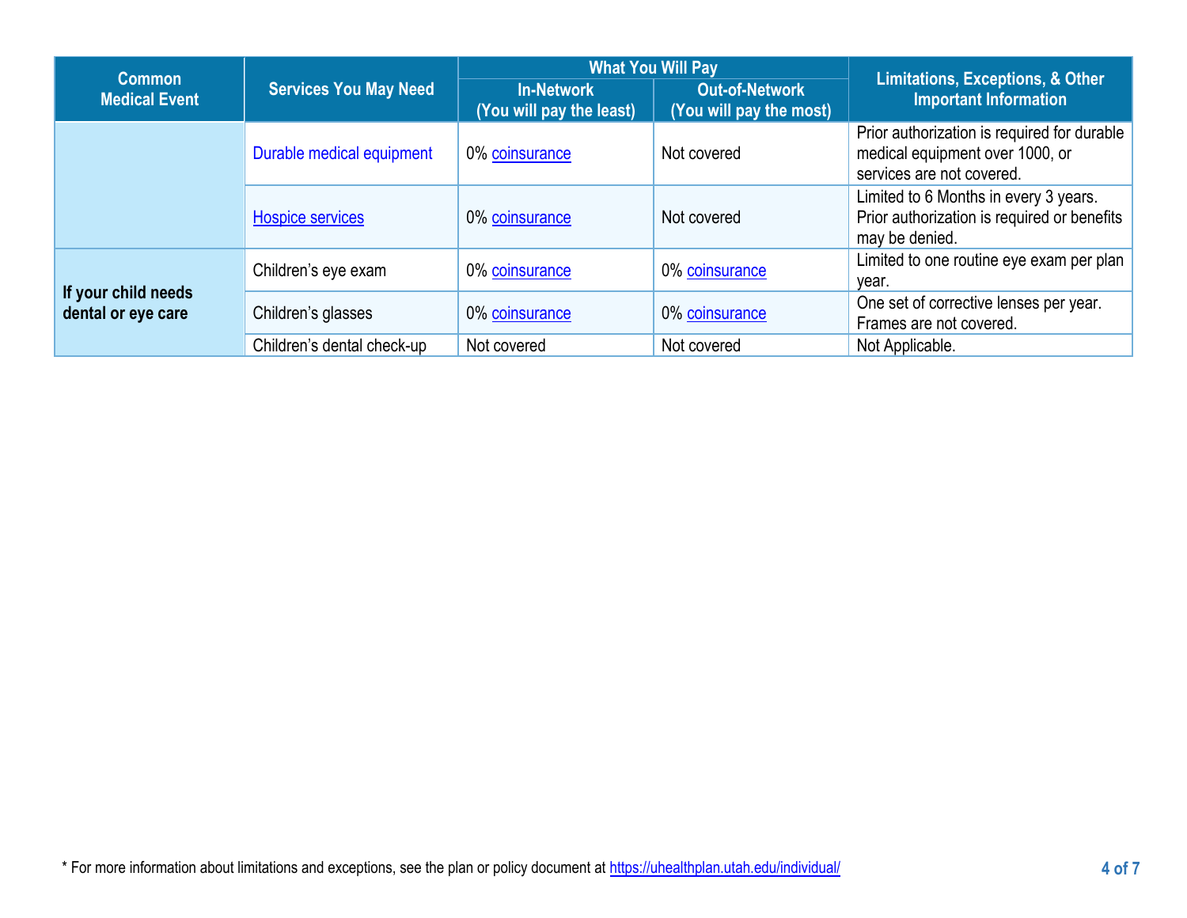| Common Medical Event | Services You May Need | What You Will Pay | | Limitations, Exceptions, & Other Important Information |
|---|---|---|---|---|
| | | In-Network (You will pay the least) | Out-of-Network (You will pay the most) | |
| | Durable medical equipment | 0% coinsurance | Not covered | Prior authorization is required for durable medical equipment over 1000, or services are not covered. |
| | Hospice services | 0% coinsurance | Not covered | Limited to 6 Months in every 3 years. Prior authorization is required or benefits may be denied. |
| **If your child needs dental or eye care** | Children's eye exam | 0% coinsurance | 0% coinsurance | Limited to one routine eye exam per plan year. |
| | Children's glasses | 0% coinsurance | 0% coinsurance | One set of corrective lenses per year. Frames are not covered. |
| | Children's dental check-up | Not covered | Not covered | Not Applicable. |

* For more information about limitations and exceptions, see the plan or policy document at https://uhealthplan.utah.edu/individual/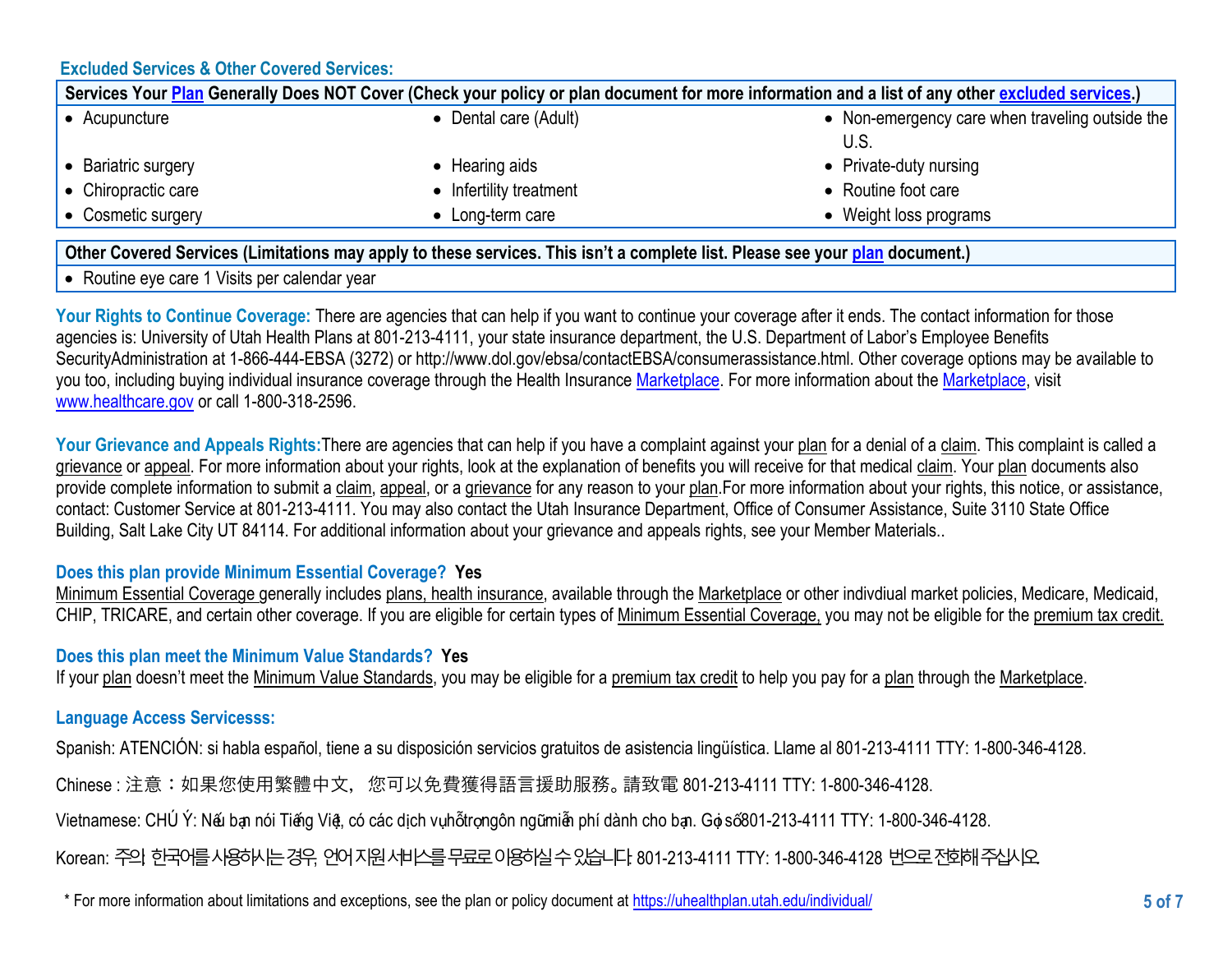### Excluded Services & Other Covered Services:

| Services Your Plan Generally Does NOT Cover (Check your policy or plan document for more information and a list of any other excluded services.) | | |
|---|---|---|
| • Acupuncture | • Dental care (Adult) | • Non-emergency care when traveling outside the U.S. |
| • Bariatric surgery | • Hearing aids | • Private-duty nursing |
| • Chiropractic care | • Infertility treatment | • Routine foot care |
| • Cosmetic surgery | • Long-term care | • Weight loss programs |

| Other Covered Services (Limitations may apply to these services. This isn't a complete list. Please see your plan document.) |
|---|
| • Routine eye care 1 Visits per calendar year |

**Your Rights to Continue Coverage:** There are agencies that can help if you want to continue your coverage after it ends. The contact information for those agencies is: University of Utah Health Plans at 801-213-4111, your state insurance department, the U.S. Department of Labor's Employee Benefits SecurityAdministration at 1-866-444-EBSA (3272) or http://www.dol.gov/ebsa/contactEBSA/consumerassistance.html. Other coverage options may be available to you too, including buying individual insurance coverage through the Health Insurance Marketplace. For more information about the Marketplace, visit www.healthcare.gov or call 1-800-318-2596.

**Your Grievance and Appeals Rights:**There are agencies that can help if you have a complaint against your plan for a denial of a claim. This complaint is called a grievance or appeal. For more information about your rights, look at the explanation of benefits you will receive for that medical claim. Your plan documents also provide complete information to submit a claim, appeal, or a grievance for any reason to your plan.For more information about your rights, this notice, or assistance, contact: Customer Service at 801-213-4111. You may also contact the Utah Insurance Department, Office of Consumer Assistance, Suite 3110 State Office Building, Salt Lake City UT 84114. For additional information about your grievance and appeals rights, see your Member Materials..

**Does this plan provide Minimum Essential Coverage? Yes**

Minimum Essential Coverage generally includes plans, health insurance, available through the Marketplace or other indivdiual market policies, Medicare, Medicaid, CHIP, TRICARE, and certain other coverage. If you are eligible for certain types of Minimum Essential Coverage, you may not be eligible for the premium tax credit.

**Does this plan meet the Minimum Value Standards? Yes**

If your plan doesn't meet the Minimum Value Standards, you may be eligible for a premium tax credit to help you pay for a plan through the Marketplace.

**Language Access Servicesss:**

Spanish: ATENCIÓN: si habla español, tiene a su disposición servicios gratuitos de asistencia lingüística. Llame al 801-213-4111 TTY: 1-800-346-4128.

Chinese : 注意：如果您使用繁體中文， 您可以免費獲得語言援助服務。請致電 801-213-4111 TTY: 1-800-346-4128.

Vietnamese: CHÚ Ý: Nếu bạn nói Tiếng Việt, có các dịch vụ hỗ trợ ngôn ngữ miễn phí dành cho bạn. Gọi số 801-213-4111 TTY: 1-800-346-4128.

Korean: 주의: 한국어를 사용하시는 경우, 언어 지원 서비스를 무료로 이용하실 수 있습니다. 801-213-4111 TTY: 1-800-346-4128 번으로 전화해 주십시오.

* For more information about limitations and exceptions, see the plan or policy document at https://uhealthplan.utah.edu/individual/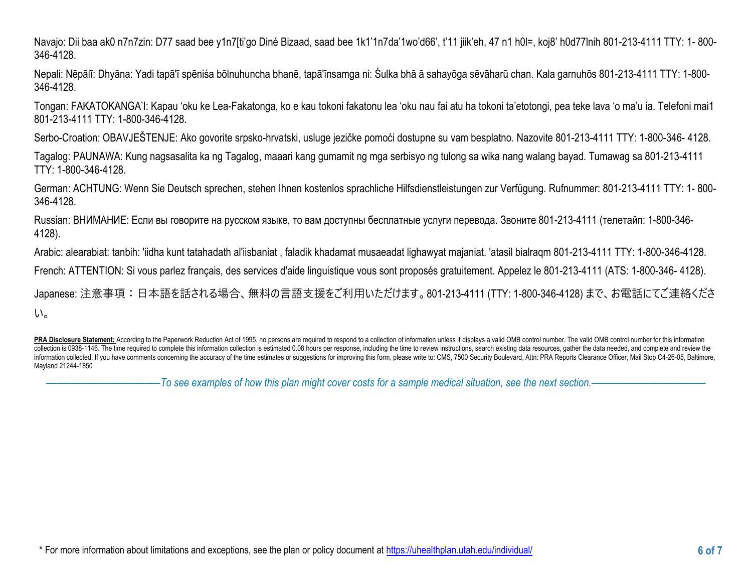Navajo: Dii baa ak0 n7n7zin: D77 saad bee y1n7[ti'go Diné Bizaad, saad bee 1k1'1n7da'1wo'd66', t'11 jiik'eh, 47 n1 h0l=, koj8' h0d77lnih 801-213-4111 TTY: 1- 800-346-4128.

Nepali: Nēpālī: Dhyāna: Yadi tapā'ī spēniśa bōlnuhuncha bhanē, tapā'īnsamga ni: Śulka bhā ā sahayōga sēvāharū chan. Kala garnuhōs 801-213-4111 TTY: 1-800-346-4128.

Tongan: FAKATOKANGA'I: Kapau 'oku ke Lea-Fakatonga, ko e kau tokoni fakatonu lea 'oku nau fai atu ha tokoni ta'etotongi, pea teke lava 'o ma'u ia. Telefoni mai1 801-213-4111 TTY: 1-800-346-4128.

Serbo-Croation: OBAVJEŠTENJE: Ako govorite srpsko-hrvatski, usluge jezičke pomoći dostupne su vam besplatno. Nazovite 801-213-4111 TTY: 1-800-346- 4128.

Tagalog: PAUNAWA: Kung nagsasalita ka ng Tagalog, maaari kang gumamit ng mga serbisyo ng tulong sa wika nang walang bayad. Tumawag sa 801-213-4111 TTY: 1-800-346-4128.

German: ACHTUNG: Wenn Sie Deutsch sprechen, stehen Ihnen kostenlos sprachliche Hilfsdienstleistungen zur Verfügung. Rufnummer: 801-213-4111 TTY: 1- 800-346-4128.

Russian: ВНИМАНИЕ: Если вы говорите на русском языке, то вам доступны бесплатные услуги перевода. Звоните 801-213-4111 (телетайп: 1-800-346-4128).

Arabic: alearabiat: tanbih: 'iidha kunt tatahadath al'iisbaniat , faladik khadamat musaeadat lighawyat majaniat. 'atasil bialraqm 801-213-4111 TTY: 1-800-346-4128.

French: ATTENTION: Si vous parlez français, des services d'aide linguistique vous sont proposés gratuitement. Appelez le 801-213-4111 (ATS: 1-800-346- 4128).

Japanese: 注意事項：日本語を話される場合、無料の言語支援をご利用いただけます。801-213-4111 (TTY: 1-800-346-4128) まで、お電話にてご連絡ください。

**PRA Disclosure Statement:** According to the Paperwork Reduction Act of 1995, no persons are required to respond to a collection of information unless it displays a valid OMB control number. The valid OMB control number for this information collection is 0938-1146. The time required to complete this information collection is estimated 0.08 hours per response, including the time to review instructions, search existing data resources, gather the data needed, and complete and review the information collected. If you have comments concerning the accuracy of the time estimates or suggestions for improving this form, please write to: CMS, 7500 Security Boulevard, Attn: PRA Reports Clearance Officer, Mail Stop C4-26-05, Baltimore, Mayland 21244-1850

*——————————————To see examples of how this plan might cover costs for a sample medical situation, see the next section.——————————————*

\* For more information about limitations and exceptions, see the plan or policy document at https://uhealthplan.utah.edu/individual/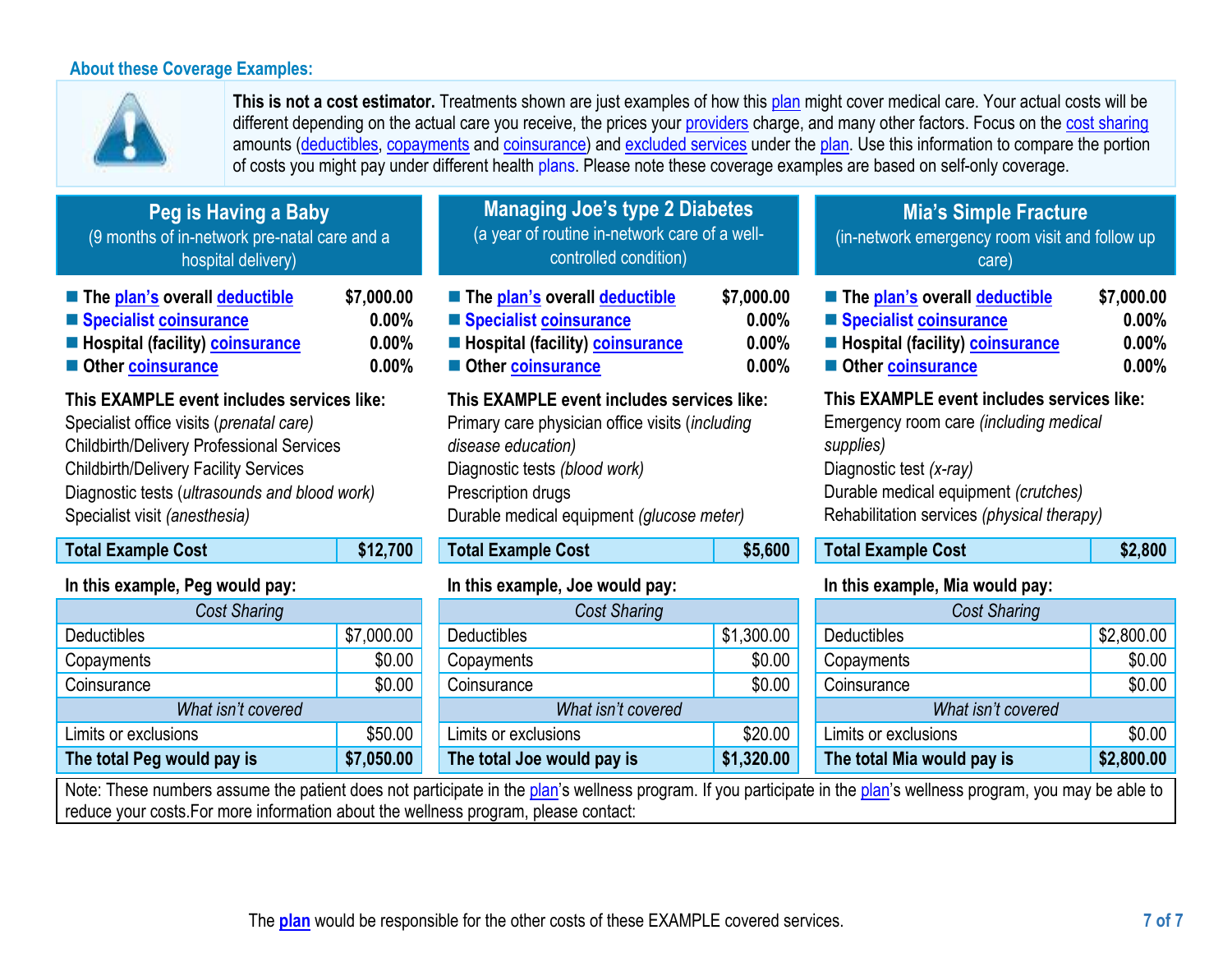### About these Coverage Examples:

**This is not a cost estimator.** Treatments shown are just examples of how this plan might cover medical care. Your actual costs will be different depending on the actual care you receive, the prices your providers charge, and many other factors. Focus on the cost sharing amounts (deductibles, copayments and coinsurance) and excluded services under the plan. Use this information to compare the portion of costs you might pay under different health plans. Please note these coverage examples are based on self-only coverage.

## Peg is Having a Baby
(9 months of in-network pre-natal care and a hospital delivery)

| | |
|---|---|
| **The plan's overall deductible** | **$7,000.00** |
| **Specialist coinsurance** | **0.00%** |
| **Hospital (facility) coinsurance** | **0.00%** |
| **Other coinsurance** | **0.00%** |

**This EXAMPLE event includes services like:**
Specialist office visits (*prenatal care)*
Childbirth/Delivery Professional Services
Childbirth/Delivery Facility Services
Diagnostic tests (*ultrasounds and blood work)*
Specialist visit *(anesthesia)*

| **Total Example Cost** | **$12,700** |
|---|---|

**In this example, Peg would pay:**

| *Cost Sharing* | |
|---|---|
| Deductibles | $7,000.00 |
| Copayments | $0.00 |
| Coinsurance | $0.00 |
| *What isn't covered* | |
| Limits or exclusions | $50.00 |
| **The total Peg would pay is** | **$7,050.00** |

## Managing Joe's type 2 Diabetes
(a year of routine in-network care of a well-controlled condition)

| | |
|---|---|
| **The plan's overall deductible** | **$7,000.00** |
| **Specialist coinsurance** | **0.00%** |
| **Hospital (facility) coinsurance** | **0.00%** |
| **Other coinsurance** | **0.00%** |

**This EXAMPLE event includes services like:**
Primary care physician office visits (*including disease education)*
Diagnostic tests *(blood work)*
Prescription drugs
Durable medical equipment *(glucose meter)*

| **Total Example Cost** | **$5,600** |
|---|---|

**In this example, Joe would pay:**

| *Cost Sharing* | |
|---|---|
| Deductibles | $1,300.00 |
| Copayments | $0.00 |
| Coinsurance | $0.00 |
| *What isn't covered* | |
| Limits or exclusions | $20.00 |
| **The total Joe would pay is** | **$1,320.00** |

## Mia's Simple Fracture
(in-network emergency room visit and follow up care)

| | |
|---|---|
| **The plan's overall deductible** | **$7,000.00** |
| **Specialist coinsurance** | **0.00%** |
| **Hospital (facility) coinsurance** | **0.00%** |
| **Other coinsurance** | **0.00%** |

**This EXAMPLE event includes services like:**
Emergency room care *(including medical supplies)*
Diagnostic test *(x-ray)*
Durable medical equipment *(crutches)*
Rehabilitation services *(physical therapy)*

| **Total Example Cost** | **$2,800** |
|---|---|

**In this example, Mia would pay:**

| *Cost Sharing* | |
|---|---|
| Deductibles | $2,800.00 |
| Copayments | $0.00 |
| Coinsurance | $0.00 |
| *What isn't covered* | |
| Limits or exclusions | $0.00 |
| **The total Mia would pay is** | **$2,800.00** |

Note: These numbers assume the patient does not participate in the plan's wellness program. If you participate in the plan's wellness program, you may be able to reduce your costs.For more information about the wellness program, please contact:

The **plan** would be responsible for the other costs of these EXAMPLE covered services.